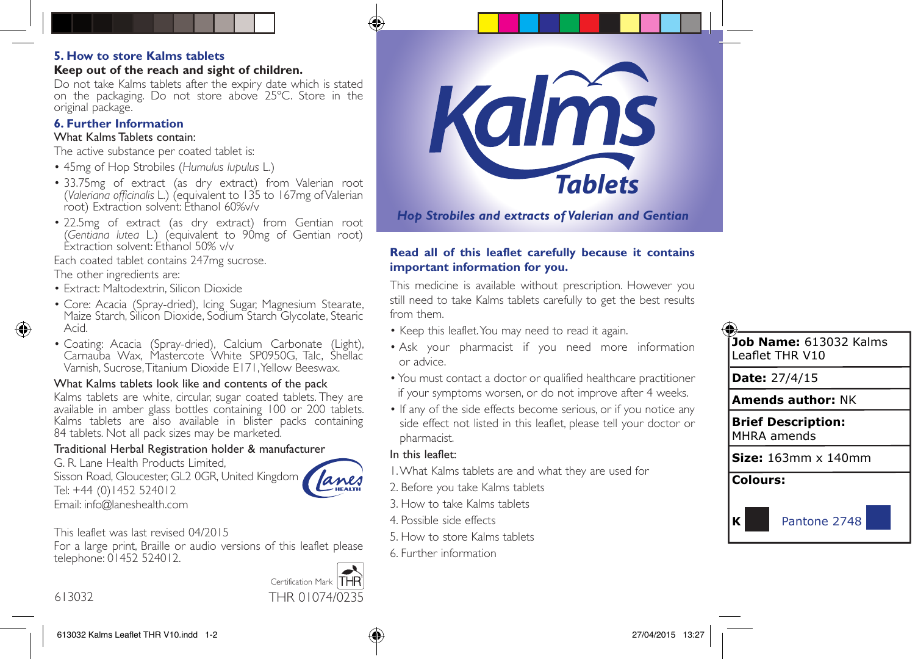## 5. How to store Kalms tablets

**Keep out of the reach and sight of children.**

Do not take Kalms tablets after the expiry date which is stated on the packaging. Do not store above 25°C. Store in the original package.

## 6. Further Information

What Kalms Tablets contain:

The active substance per coated tablet is:

- 45mg of Hop Strobiles (*Humulus lupulus* L.)
- 33.75mg of extract (as dry extract) from Valerian root (*Valeriana officinalis* L.) (equivalent to 135 to 167mg of Valerian root) Extraction solvent: Ethanol 60%v/v
- 22.5mg of extract (as dry extract) from Gentian root (*Gentiana lutea* L.) (equivalent to 90mg of Gentian root) Extraction solvent: Ethanol 50% v/v

Each coated tablet contains 247mg sucrose.

The other ingredients are:

- Extract: Maltodextrin, Silicon Dioxide
- Core: Acacia (Spray-dried), Icing Sugar, Magnesium Stearate, Maize Starch, Silicon Dioxide, Sodium Starch Glycolate, Stearic Acid.
- Coating: Acacia (Spray-dried), Calcium Carbonate (Light), Carnauba Wax, Mastercote White SP0950G, Talc, Shellac Varnish, Sucrose, Titanium Dioxide E171, Yellow Beeswax.

What Kalms tablets look like and contents of the pack

Kalms tablets are white, circular, sugar coated tablets. They are available in amber glass bottles containing 100 or 200 tablets. Kalms tablets are also available in blister packs containing 84 tablets. Not all pack sizes may be marketed.

Traditional Herbal Registration holder & manufacturer

G. R. Lane Health Products Limited,
Sisson Road, Gloucester, GL2 0GR, United Kingdom
Tel: +44 (0)1452 524012
Email: info@laneshealth.com

Lanes HEALTH

This leaflet was last revised 04/2015

For a large print, Braille or audio versions of this leaflet please telephone: 01452 524012.

Certification Mark THR

613032 THR 01074/0235

# Kalms Tablets

*Hop Strobiles and extracts of Valerian and Gentian*

**Read all of this leaflet carefully because it contains important information for you.**

This medicine is available without prescription. However you still need to take Kalms tablets carefully to get the best results from them.

- Keep this leaflet. You may need to read it again.
- Ask your pharmacist if you need more information or advice.
- You must contact a doctor or qualified healthcare practitioner if your symptoms worsen, or do not improve after 4 weeks.
- If any of the side effects become serious, or if you notice any side effect not listed in this leaflet, please tell your doctor or pharmacist.

In this leaflet:

1. What Kalms tablets are and what they are used for
2. Before you take Kalms tablets
3. How to take Kalms tablets
4. Possible side effects
5. How to store Kalms tablets
6. Further information

| |
|---|
| **Job Name:** 613032 Kalms Leaflet THR V10 |
| **Date:** 27/4/15 |
| **Amends author:** NK |
| **Brief Description:** MHRA amends |
| **Size:** 163mm x 140mm |
| **Colours:** K Pantone 2748 |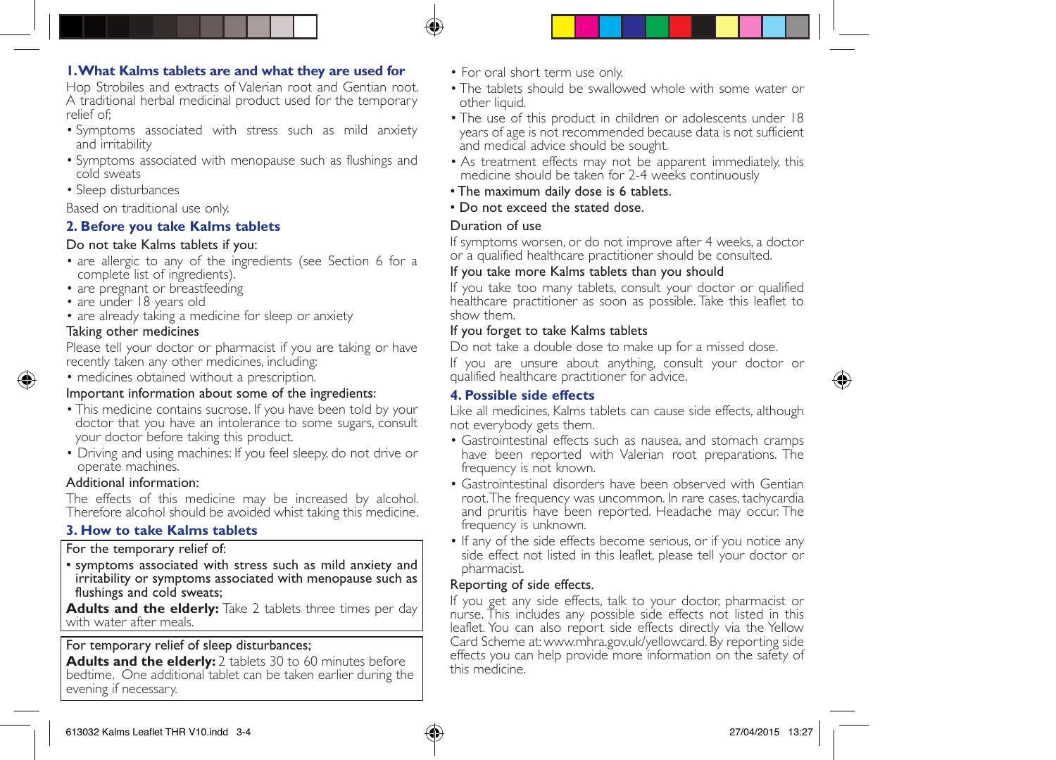## 1. What Kalms tablets are and what they are used for

Hop Strobiles and extracts of Valerian root and Gentian root. A traditional herbal medicinal product used for the temporary relief of;

- Symptoms associated with stress such as mild anxiety and irritability
- Symptoms associated with menopause such as flushings and cold sweats
- Sleep disturbances

Based on traditional use only.

## 2. Before you take Kalms tablets

### Do not take Kalms tablets if you:

- are allergic to any of the ingredients (see Section 6 for a complete list of ingredients).
- are pregnant or breastfeeding
- are under 18 years old
- are already taking a medicine for sleep or anxiety

### Taking other medicines

Please tell your doctor or pharmacist if you are taking or have recently taken any other medicines, including:

- medicines obtained without a prescription.

### Important information about some of the ingredients:

- This medicine contains sucrose. If you have been told by your doctor that you have an intolerance to some sugars, consult your doctor before taking this product.
- Driving and using machines: If you feel sleepy, do not drive or operate machines.

### Additional information:

The effects of this medicine may be increased by alcohol. Therefore alcohol should be avoided whist taking this medicine.

## 3. How to take Kalms tablets

For the temporary relief of:

- symptoms associated with stress such as mild anxiety and irritability or symptoms associated with menopause such as flushings and cold sweats;

**Adults and the elderly:** Take 2 tablets three times per day with water after meals.

For temporary relief of sleep disturbances;

**Adults and the elderly:** 2 tablets 30 to 60 minutes before bedtime. One additional tablet can be taken earlier during the evening if necessary.

- For oral short term use only.
- The tablets should be swallowed whole with some water or other liquid.
- The use of this product in children or adolescents under 18 years of age is not recommended because data is not sufficient and medical advice should be sought.
- As treatment effects may not be apparent immediately, this medicine should be taken for 2-4 weeks continuously
- The maximum daily dose is 6 tablets.
- Do not exceed the stated dose.

### Duration of use

If symptoms worsen, or do not improve after 4 weeks, a doctor or a qualified healthcare practitioner should be consulted.

### If you take more Kalms tablets than you should

If you take too many tablets, consult your doctor or qualified healthcare practitioner as soon as possible. Take this leaflet to show them.

### If you forget to take Kalms tablets

Do not take a double dose to make up for a missed dose.

If you are unsure about anything, consult your doctor or qualified healthcare practitioner for advice.

## 4. Possible side effects

Like all medicines, Kalms tablets can cause side effects, although not everybody gets them.

- Gastrointestinal effects such as nausea, and stomach cramps have been reported with Valerian root preparations. The frequency is not known.
- Gastrointestinal disorders have been observed with Gentian root. The frequency was uncommon. In rare cases, tachycardia and pruritis have been reported. Headache may occur. The frequency is unknown.
- If any of the side effects become serious, or if you notice any side effect not listed in this leaflet, please tell your doctor or pharmacist.

### Reporting of side effects.

If you get any side effects, talk to your doctor, pharmacist or nurse. This includes any possible side effects not listed in this leaflet. You can also report side effects directly via the Yellow Card Scheme at: www.mhra.gov.uk/yellowcard. By reporting side effects you can help provide more information on the safety of this medicine.